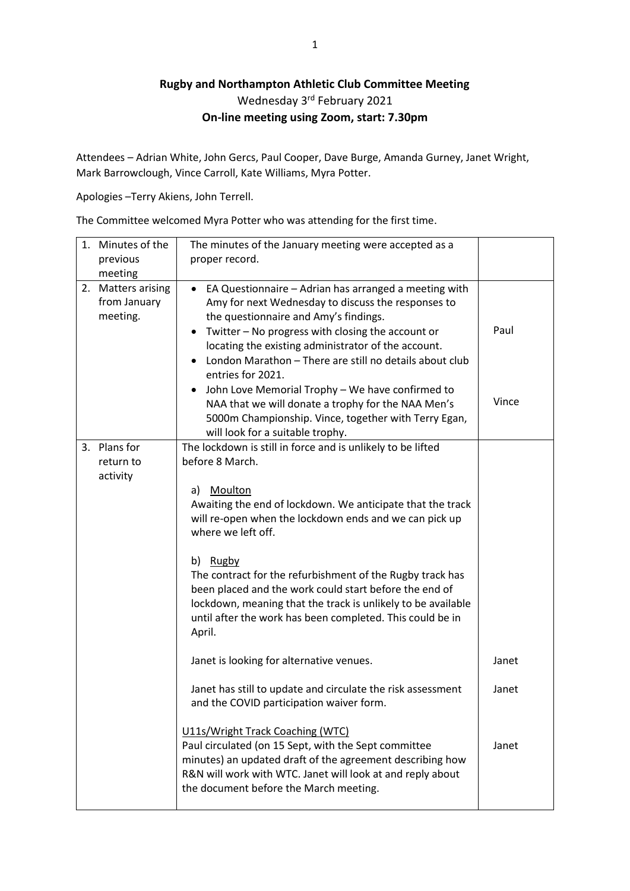**Rugby and Northampton Athletic Club Committee Meeting**

Wednesday 3rd February 2021

**On-line meeting using Zoom, start: 7.30pm**

Attendees – Adrian White, John Gercs, Paul Cooper, Dave Burge, Amanda Gurney, Janet Wright, Mark Barrowclough, Vince Carroll, Kate Williams, Myra Potter.

Apologies –Terry Akiens, John Terrell.

The Committee welcomed Myra Potter who was attending for the first time.

| | | |
|---|---|---|
| 1. Minutes of the previous meeting | The minutes of the January meeting were accepted as a proper record. | |
| 2. Matters arising from January meeting. | • EA Questionnaire – Adrian has arranged a meeting with Amy for next Wednesday to discuss the responses to the questionnaire and Amy's findings.<br>• Twitter – No progress with closing the account or locating the existing administrator of the account.<br>• London Marathon – There are still no details about club entries for 2021.<br>• John Love Memorial Trophy – We have confirmed to NAA that we will donate a trophy for the NAA Men's 5000m Championship. Vince, together with Terry Egan, will look for a suitable trophy. | Paul<br><br>Vince |
| 3. Plans for return to activity | The lockdown is still in force and is unlikely to be lifted before 8 March.<br><br>a) Moulton<br>Awaiting the end of lockdown. We anticipate that the track will re-open when the lockdown ends and we can pick up where we left off.<br><br>b) Rugby<br>The contract for the refurbishment of the Rugby track has been placed and the work could start before the end of lockdown, meaning that the track is unlikely to be available until after the work has been completed. This could be in April.<br><br>Janet is looking for alternative venues.<br><br>Janet has still to update and circulate the risk assessment and the COVID participation waiver form.<br><br>U11s/Wright Track Coaching (WTC)<br>Paul circulated (on 15 Sept, with the Sept committee minutes) an updated draft of the agreement describing how R&N will work with WTC. Janet will look at and reply about the document before the March meeting. | Janet<br><br>Janet<br><br>Janet |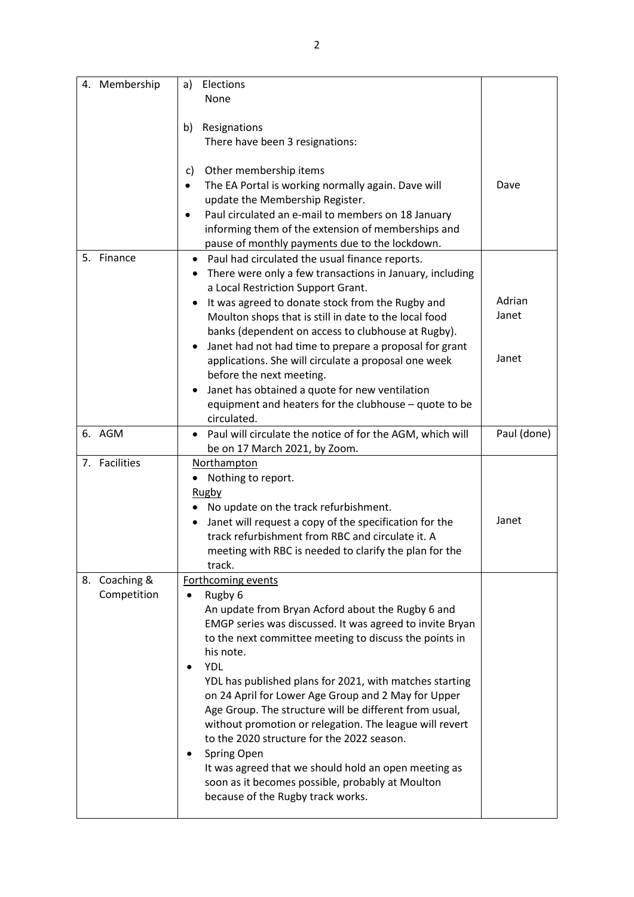| 4. Membership | a) Elections<br>None<br><br>b) Resignations<br>There have been 3 resignations:<br><br>c) Other membership items<br>• The EA Portal is working normally again. Dave will update the Membership Register.<br>• Paul circulated an e-mail to members on 18 January informing them of the extension of memberships and pause of monthly payments due to the lockdown. | <br><br><br><br><br><br><br>Dave |
|---|---|---|
| 5. Finance | • Paul had circulated the usual finance reports.<br>• There were only a few transactions in January, including a Local Restriction Support Grant.<br>• It was agreed to donate stock from the Rugby and Moulton shops that is still in date to the local food banks (dependent on access to clubhouse at Rugby).<br>• Janet had not had time to prepare a proposal for grant applications. She will circulate a proposal one week before the next meeting.<br>• Janet has obtained a quote for new ventilation equipment and heaters for the clubhouse – quote to be circulated. | <br><br><br>Adrian<br>Janet<br><br><br>Janet |
| 6. AGM | • Paul will circulate the notice of for the AGM, which will be on 17 March 2021, by Zoom. | Paul (done) |
| 7. Facilities | Northampton<br>• Nothing to report.<br>Rugby<br>• No update on the track refurbishment.<br>• Janet will request a copy of the specification for the track refurbishment from RBC and circulate it. A meeting with RBC is needed to clarify the plan for the track. | <br><br><br><br>Janet |
| 8. Coaching & Competition | Forthcoming events<br>• Rugby 6<br>An update from Bryan Acford about the Rugby 6 and EMGP series was discussed. It was agreed to invite Bryan to the next committee meeting to discuss the points in his note.<br>• YDL<br>YDL has published plans for 2021, with matches starting on 24 April for Lower Age Group and 2 May for Upper Age Group. The structure will be different from usual, without promotion or relegation. The league will revert to the 2020 structure for the 2022 season.<br>• Spring Open<br>It was agreed that we should hold an open meeting as soon as it becomes possible, probably at Moulton because of the Rugby track works. | |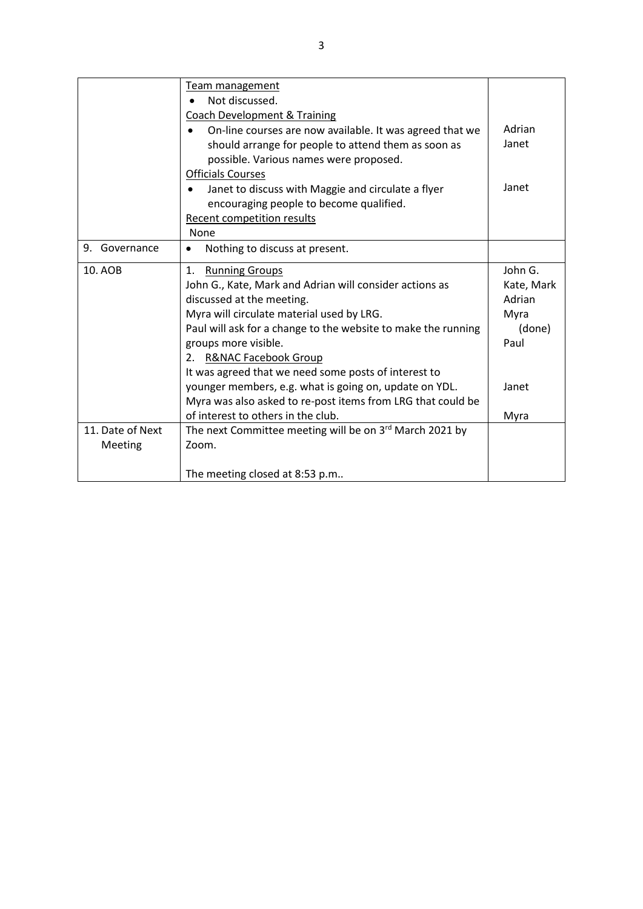| | | |
|---|---|---|
| | <u>Team management</u><br>• Not discussed.<br><u>Coach Development & Training</u><br>• On-line courses are now available. It was agreed that we should arrange for people to attend them as soon as possible. Various names were proposed.<br><u>Officials Courses</u><br>• Janet to discuss with Maggie and circulate a flyer encouraging people to become qualified.<br><u>Recent competition results</u><br>None | <br><br><br>Adrian<br>Janet<br><br><br>Janet |
| 9. Governance | • Nothing to discuss at present. | |
| 10. AOB | 1. <u>Running Groups</u><br>John G., Kate, Mark and Adrian will consider actions as discussed at the meeting.<br>Myra will circulate material used by LRG.<br>Paul will ask for a change to the website to make the running groups more visible.<br>2. <u>R&NAC Facebook Group</u><br>It was agreed that we need some posts of interest to younger members, e.g. what is going on, update on YDL.<br>Myra was also asked to re-post items from LRG that could be of interest to others in the club. | John G.<br>Kate, Mark<br>Adrian<br>Myra<br>(done)<br>Paul<br><br><br>Janet<br><br>Myra |
| 11. Date of Next Meeting | The next Committee meeting will be on 3rd March 2021 by Zoom.<br><br>The meeting closed at 8:53 p.m.. | |